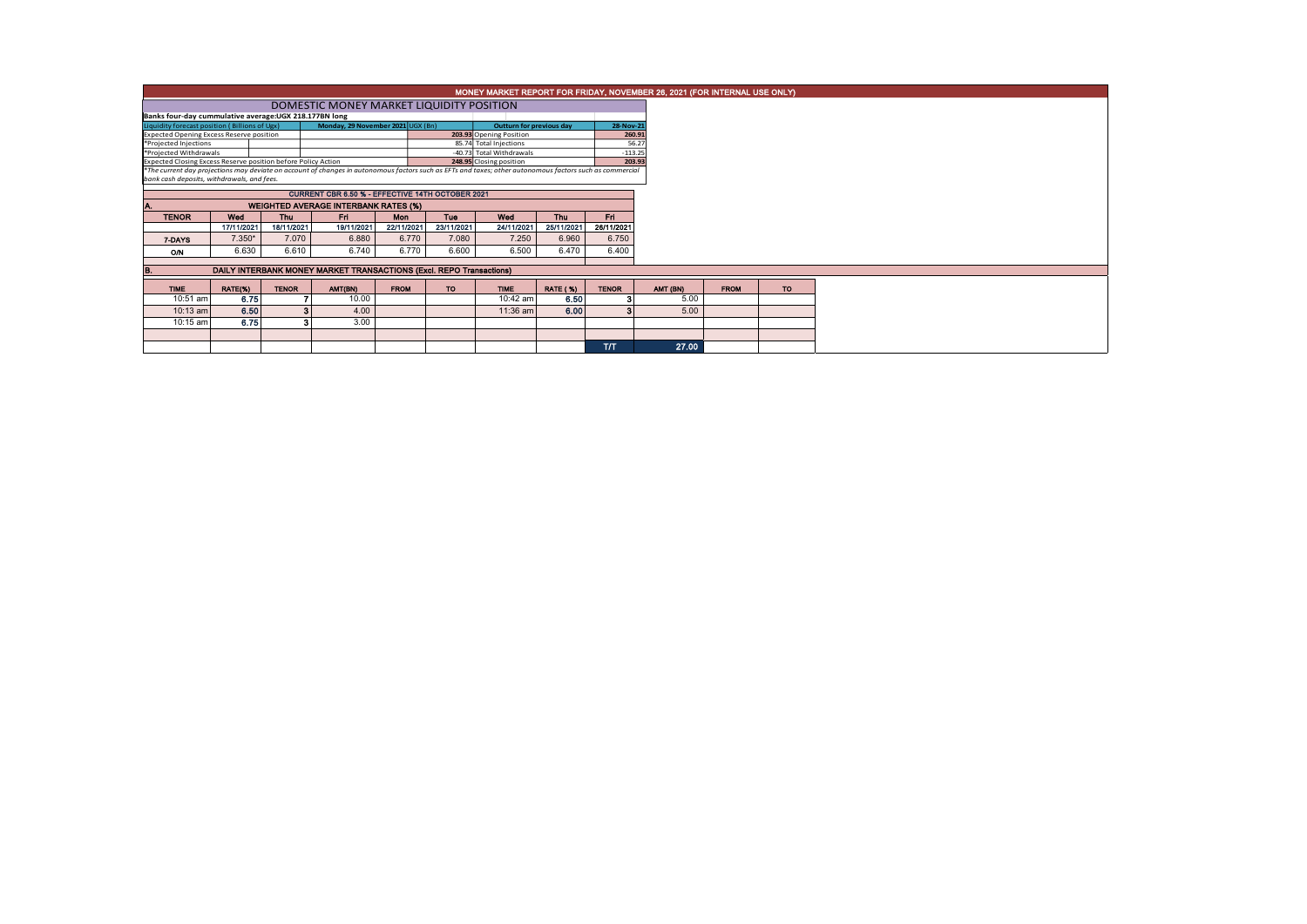# MONEY MARKET REPORT FOR FRIDAY, NOVEMBER 26, 2021 (FOR INTERNAL USE ONLY)

## DOMESTIC MONEY MARKET LIQUIDITY POSITION

**Banks four-day cummulative average:UGX 218.177BN long**

| Liquidity forecast position ( Billions of Ugx) | Monday, 29 November 2021 UGX (Bn) | Outturn for previous day | 26-Nov-21 |
|---|---|---|---|
| Expected Opening Excess Reserve position | 203.93 | Opening Position | 260.91 |
| *Projected Injections | 85.74 | Total Injections | 56.27 |
| *Projected Withdrawals | -40.73 | Total Withdrawals | -113.25 |
| Expected Closing Excess Reserve position before Policy Action | 248.95 | Closing position | 203.93 |

*The current day projections may deviate on account of changes in autonomous factors such as EFTs and taxes; other autonomous factors such as commercial bank cash deposits, withdrawals, and fees.

### CURRENT CBR 6.50 % - EFFECTIVE 14TH OCTOBER 2021

### A. WEIGHTED AVERAGE INTERBANK RATES (%)

| TENOR | Wed | Thu | Fri | Mon | Tue | Wed | Thu | Fri |
|---|---|---|---|---|---|---|---|---|
| | 17/11/2021 | 18/11/2021 | 19/11/2021 | 22/11/2021 | 23/11/2021 | 24/11/2021 | 25/11/2021 | 26/11/2021 |
| 7-DAYS | 7.350* | 7.070 | 6.880 | 6.770 | 7.080 | 7.250 | 6.960 | 6.750 |
| O/N | 6.630 | 6.610 | 6.740 | 6.770 | 6.600 | 6.500 | 6.470 | 6.400 |

### B. DAILY INTERBANK MONEY MARKET TRANSACTIONS (Excl. REPO Transactions)

| TIME | RATE(%) | TENOR | AMT(BN) | FROM | TO | TIME | RATE (%) | TENOR | AMT (BN) | FROM | TO |
|---|---|---|---|---|---|---|---|---|---|---|---|
| 10:51 am | 6.75 | 7 | 10.00 | | | 10:42 am | 6.50 | 3 | 5.00 | | |
| 10:13 am | 6.50 | 3 | 4.00 | | | 11:36 am | 6.00 | 3 | 5.00 | | |
| 10:15 am | 6.75 | 3 | 3.00 | | | | | | | | |
| | | | | | | | | T/T | 27.00 | | |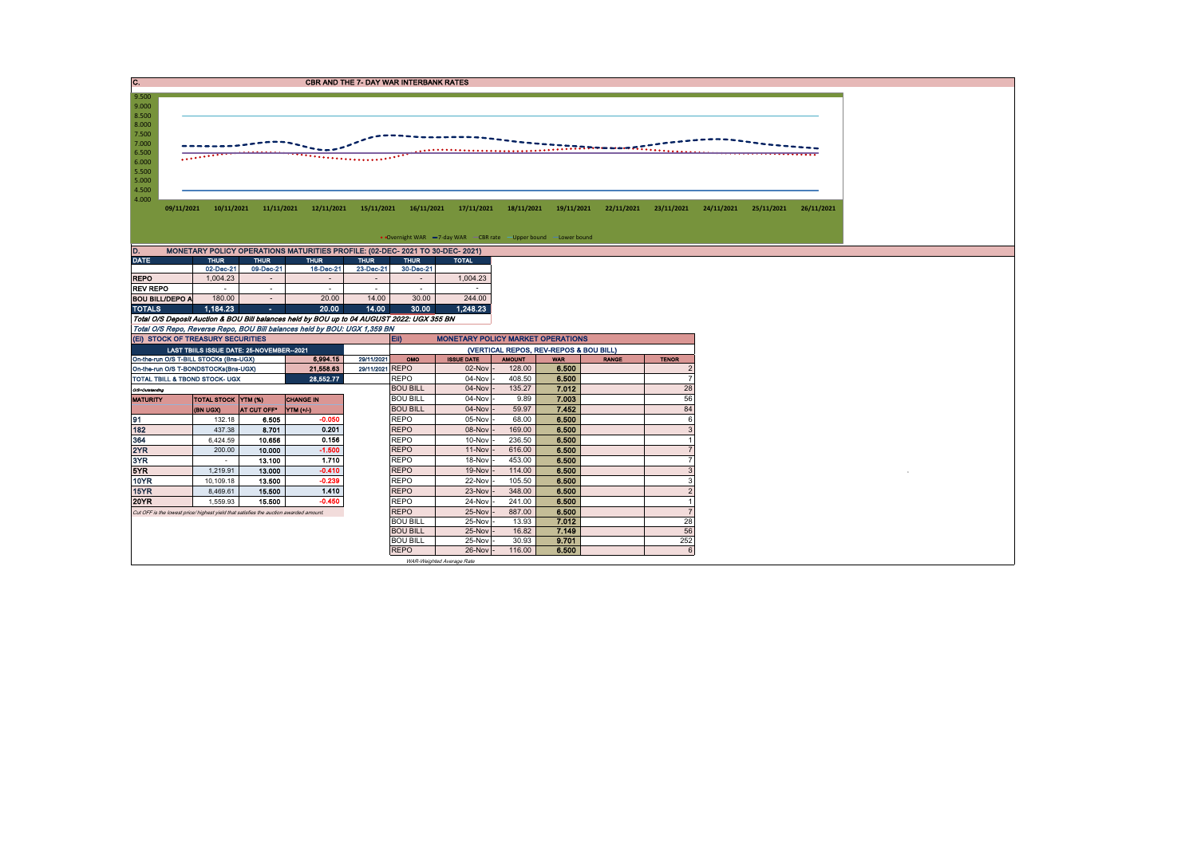## C. CBR AND THE 7- DAY WAR INTERBANK RATES

9.500
9.000
8.500
8.000
7.500
7.000
6.500
6.000
5.500
5.000
4.500
4.000

09/11/2021 10/11/2021 11/11/2021 12/11/2021 15/11/2021 16/11/2021 17/11/2021 18/11/2021 19/11/2021 22/11/2021 23/11/2021 24/11/2021 25/11/2021 26/11/2021

Overnight WAR — 7-day WAR — CBR rate — Upper bound — Lower bound

## D. MONETARY POLICY OPERATIONS MATURITIES PROFILE: (02-DEC- 2021 TO 30-DEC- 2021)

| DATE | THUR | THUR | THUR | THUR | THUR | TOTAL |
|---|---|---|---|---|---|---|
| | 02-Dec-21 | 09-Dec-21 | 16-Dec-21 | 23-Dec-21 | 30-Dec-21 | |
| REPO | 1,004.23 | - | - | - | - | 1,004.23 |
| REV REPO | - | - | - | - | - | - |
| BOU BILL/DEPO A | 180.00 | - | 20.00 | 14.00 | 30.00 | 244.00 |
| TOTALS | 1,184.23 | - | 20.00 | 14.00 | 30.00 | 1,248.23 |

Total O/S Deposit Auction & BOU Bill balances held by BOU up to 04 AUGUST 2022: UGX 355 BN

Total O/S Repo, Reverse Repo, BOU Bill balances held by BOU: UGX 1,359 BN

## (EI) STOCK OF TREASURY SECURITIES

| LAST TBIILS ISSUE DATE: 25-NOVEMBER--2021 | | | |
|---|---|---|---|
| On-the-run O/S T-BILL STOCKs (Bns-UGX) | | 6,994.15 | 29/11/2021 |
| On-the-run O/S T-BONDSTOCKs(Bns-UGX) | | 21,558.63 | 29/11/2021 |
| TOTAL TBILL & TBOND STOCK- UGX | | 28,552.77 | |

O/S=Outstanding

| MATURITY | TOTAL STOCK (BN UGX) | YTM (%) AT CUT OFF* | CHANGE IN YTM (+/-) |
|---|---|---|---|
| 91 | 132.18 | 6.505 | -0.050 |
| 182 | 437.38 | 8.701 | 0.201 |
| 364 | 6,424.59 | 10.656 | 0.156 |
| 2YR | 200.00 | 10.000 | -1.500 |
| 3YR | - | 13.100 | 1.710 |
| 5YR | 1,219.91 | 13.000 | -0.410 |
| 10YR | 10,109.18 | 13.500 | -0.239 |
| 15YR | 8,469.61 | 15.500 | 1.410 |
| 20YR | 1,559.93 | 15.500 | -0.450 |

Cut OFF is the lowest price/ highest yield that satisfies the auction awarded amount.

## Eii) MONETARY POLICY MARKET OPERATIONS

(VERTICAL REPOS, REV-REPOS & BOU BILL)

| OMO | ISSUE DATE | AMOUNT | WAR | RANGE | TENOR |
|---|---|---|---|---|---|
| REPO | 02-Nov - | 128.00 | 6.500 | | 2 |
| REPO | 04-Nov - | 408.50 | 6.500 | | 7 |
| BOU BILL | 04-Nov - | 135.27 | 7.012 | | 28 |
| BOU BILL | 04-Nov - | 9.89 | 7.003 | | 56 |
| BOU BILL | 04-Nov - | 59.97 | 7.452 | | 84 |
| REPO | 05-Nov - | 68.00 | 6.500 | | 6 |
| REPO | 08-Nov - | 169.00 | 6.500 | | 3 |
| REPO | 10-Nov - | 236.50 | 6.500 | | 1 |
| REPO | 11-Nov - | 616.00 | 6.500 | | 7 |
| REPO | 18-Nov - | 453.00 | 6.500 | | 7 |
| REPO | 19-Nov - | 114.00 | 6.500 | | 3 |
| REPO | 22-Nov - | 105.50 | 6.500 | | 3 |
| REPO | 23-Nov - | 348.00 | 6.500 | | 2 |
| REPO | 24-Nov - | 241.00 | 6.500 | | 1 |
| REPO | 25-Nov - | 887.00 | 6.500 | | 7 |
| BOU BILL | 25-Nov - | 13.93 | 7.012 | | 28 |
| BOU BILL | 25-Nov - | 16.82 | 7.149 | | 56 |
| BOU BILL | 25-Nov - | 30.93 | 9.701 | | 252 |
| REPO | 26-Nov - | 116.00 | 6.500 | | 6 |

WAR-Weighted Average Rate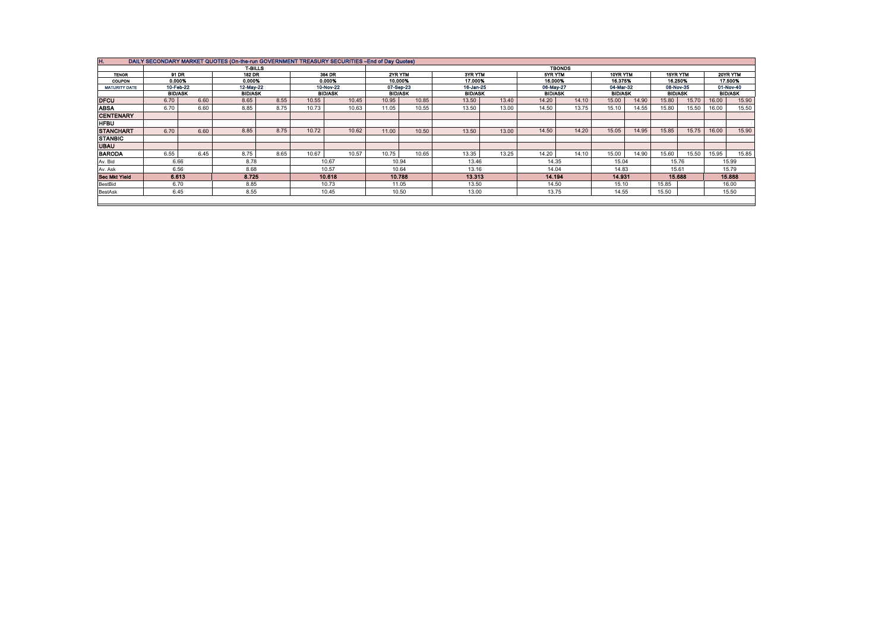| H. | DAILY SECONDARY MARKET QUOTES (On-the-run GOVERNMENT TREASURY SECURITIES –End of Day Quotes) | | | | | | | | | | | | | | | | | |
|---|---|---|---|---|---|---|---|---|---|---|---|---|---|---|---|---|---|---|
| | T-BILLS | | | | | | TBONDS | | | | | | | | | | | |
| TENOR | 91 DR | | 182 DR | | 364 DR | | 2YR YTM | | 3YR YTM | | 5YR YTM | | 10YR YTM | | 15YR YTM | | 20YR YTM | |
| COUPON | 0.000% | | 0.000% | | 0.000% | | 10.000% | | 17.000% | | 16.000% | | 16.375% | | 16.250% | | 17.500% | |
| MATURITY DATE | 10-Feb-22 | | 12-May-22 | | 10-Nov-22 | | 07-Sep-23 | | 16-Jan-25 | | 06-May-27 | | 04-Mar-32 | | 08-Nov-35 | | 01-Nov-40 | |
| | BID/ASK | | BID/ASK | | BID/ASK | | BID/ASK | | BID/ASK | | BID/ASK | | BID/ASK | | BID/ASK | | BID/ASK | |
| DFCU | 6.70 | 6.60 | 8.65 | 8.55 | 10.55 | 10.45 | 10.95 | 10.85 | 13.50 | 13.40 | 14.20 | 14.10 | 15.00 | 14.90 | 15.80 | 15.70 | 16.00 | 15.90 |
| ABSA | 6.70 | 6.60 | 8.85 | 8.75 | 10.73 | 10.63 | 11.05 | 10.55 | 13.50 | 13.00 | 14.50 | 13.75 | 15.10 | 14.55 | 15.80 | 15.50 | 16.00 | 15.50 |
| CENTENARY | | | | | | | | | | | | | | | | | | |
| HFBU | | | | | | | | | | | | | | | | | | |
| STANCHART | 6.70 | 6.60 | 8.85 | 8.75 | 10.72 | 10.62 | 11.00 | 10.50 | 13.50 | 13.00 | 14.50 | 14.20 | 15.05 | 14.95 | 15.85 | 15.75 | 16.00 | 15.90 |
| STANBIC | | | | | | | | | | | | | | | | | | |
| UBAU | | | | | | | | | | | | | | | | | | |
| BARODA | 6.55 | 6.45 | 8.75 | 8.65 | 10.67 | 10.57 | 10.75 | 10.65 | 13.35 | 13.25 | 14.20 | 14.10 | 15.00 | 14.90 | 15.60 | 15.50 | 15.95 | 15.85 |
| Av. Bid | 6.66 | | 8.78 | | 10.67 | | 10.94 | | 13.46 | | 14.35 | | 15.04 | | 15.76 | | 15.99 | |
| Av. Ask | 6.56 | | 8.68 | | 10.57 | | 10.64 | | 13.16 | | 14.04 | | 14.83 | | 15.61 | | 15.79 | |
| Sec Mkt Yield | 6.613 | | 8.725 | | 10.618 | | 10.788 | | 13.313 | | 14.194 | | 14.931 | | 15.688 | | 15.888 | |
| BestBid | 6.70 | | 8.85 | | 10.73 | | 11.05 | | 13.50 | | 14.50 | | 15.10 | | 15.85 | | 16.00 | |
| BestAsk | 6.45 | | 8.55 | | 10.45 | | 10.50 | | 13.00 | | 13.75 | | 14.55 | | 15.50 | | 15.50 | |